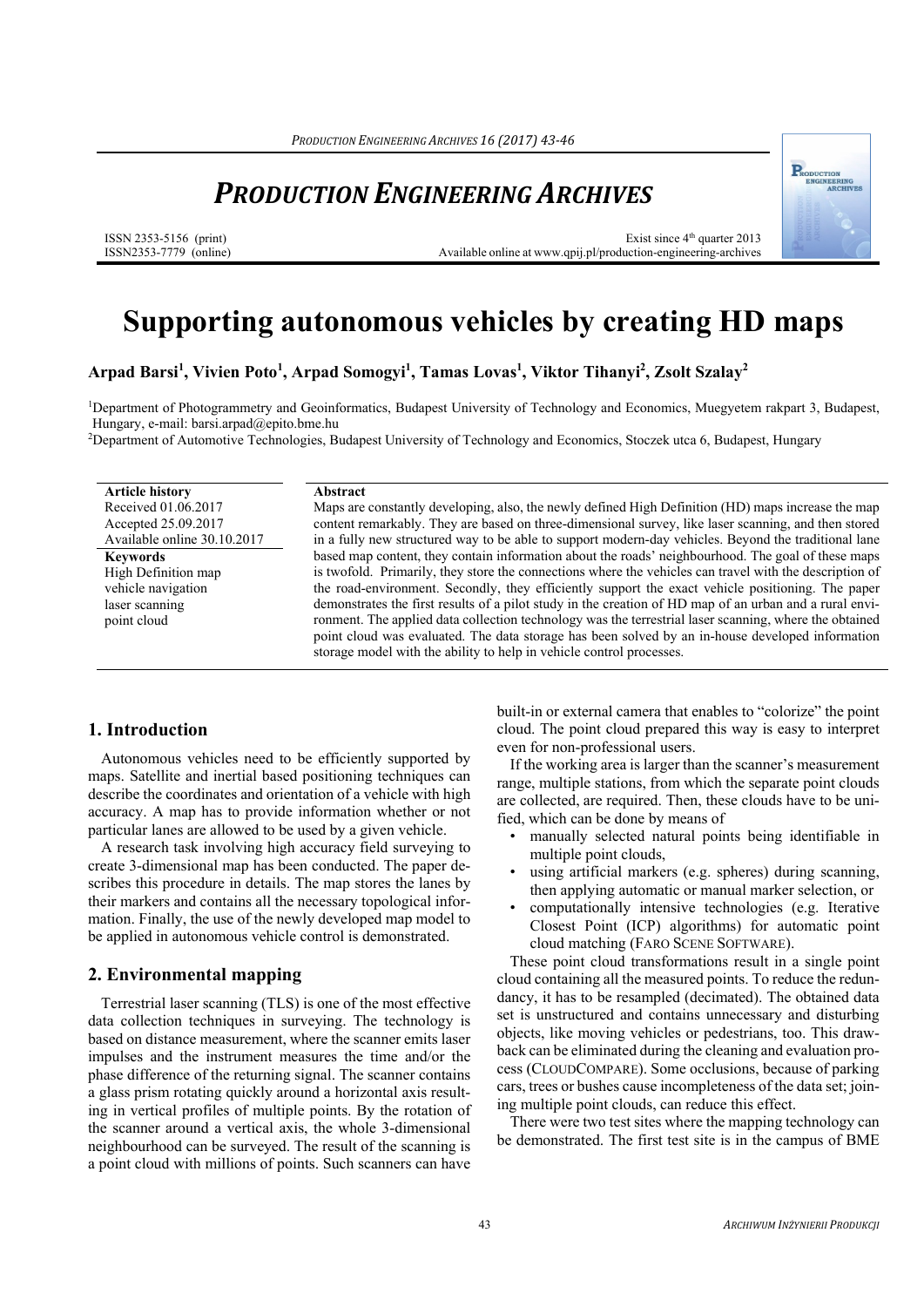# PRODUCTION ENGINEERING ARCHIVES

ISSN 2353-5156 (print)
ISSN2353-7779 (online)

Exist since 4th quarter 2013
Available online at www.qpij.pl/production-engineering-archives

# Supporting autonomous vehicles by creating HD maps

**Arpad Barsi[1], Vivien Poto[1], Arpad Somogyi[1], Tamas Lovas[1], Viktor Tihanyi[2], Zsolt Szalay[2]**

[1]Department of Photogrammetry and Geoinformatics, Budapest University of Technology and Economics, Muegyetem rakpart 3, Budapest, Hungary, e-mail: barsi.arpad@epito.bme.hu

[2]Department of Automotive Technologies, Budapest University of Technology and Economics, Stoczek utca 6, Budapest, Hungary

**Article history**
Received 01.06.2017
Accepted 25.09.2017
Available online 30.10.2017

**Keywords**
High Definition map
vehicle navigation
laser scanning
point cloud

**Abstract**

Maps are constantly developing, also, the newly defined High Definition (HD) maps increase the map content remarkably. They are based on three-dimensional survey, like laser scanning, and then stored in a fully new structured way to be able to support modern-day vehicles. Beyond the traditional lane based map content, they contain information about the roads' neighbourhood. The goal of these maps is twofold. Primarily, they store the connections where the vehicles can travel with the description of the road-environment. Secondly, they efficiently support the exact vehicle positioning. The paper demonstrates the first results of a pilot study in the creation of HD map of an urban and a rural environment. The applied data collection technology was the terrestrial laser scanning, where the obtained point cloud was evaluated. The data storage has been solved by an in-house developed information storage model with the ability to help in vehicle control processes.

## 1. Introduction

Autonomous vehicles need to be efficiently supported by maps. Satellite and inertial based positioning techniques can describe the coordinates and orientation of a vehicle with high accuracy. A map has to provide information whether or not particular lanes are allowed to be used by a given vehicle.

A research task involving high accuracy field surveying to create 3-dimensional map has been conducted. The paper describes this procedure in details. The map stores the lanes by their markers and contains all the necessary topological information. Finally, the use of the newly developed map model to be applied in autonomous vehicle control is demonstrated.

## 2. Environmental mapping

Terrestrial laser scanning (TLS) is one of the most effective data collection techniques in surveying. The technology is based on distance measurement, where the scanner emits laser impulses and the instrument measures the time and/or the phase difference of the returning signal. The scanner contains a glass prism rotating quickly around a horizontal axis resulting in vertical profiles of multiple points. By the rotation of the scanner around a vertical axis, the whole 3-dimensional neighbourhood can be surveyed. The result of the scanning is a point cloud with millions of points. Such scanners can have built-in or external camera that enables to "colorize" the point cloud. The point cloud prepared this way is easy to interpret even for non-professional users.

If the working area is larger than the scanner's measurement range, multiple stations, from which the separate point clouds are collected, are required. Then, these clouds have to be unified, which can be done by means of

- manually selected natural points being identifiable in multiple point clouds,
- using artificial markers (e.g. spheres) during scanning, then applying automatic or manual marker selection, or
- computationally intensive technologies (e.g. Iterative Closest Point (ICP) algorithms) for automatic point cloud matching (FARO SCENE SOFTWARE).

These point cloud transformations result in a single point cloud containing all the measured points. To reduce the redundancy, it has to be resampled (decimated). The obtained data set is unstructured and contains unnecessary and disturbing objects, like moving vehicles or pedestrians, too. This drawback can be eliminated during the cleaning and evaluation process (CLOUDCOMPARE). Some occlusions, because of parking cars, trees or bushes cause incompleteness of the data set; joining multiple point clouds, can reduce this effect.

There were two test sites where the mapping technology can be demonstrated. The first test site is in the campus of BME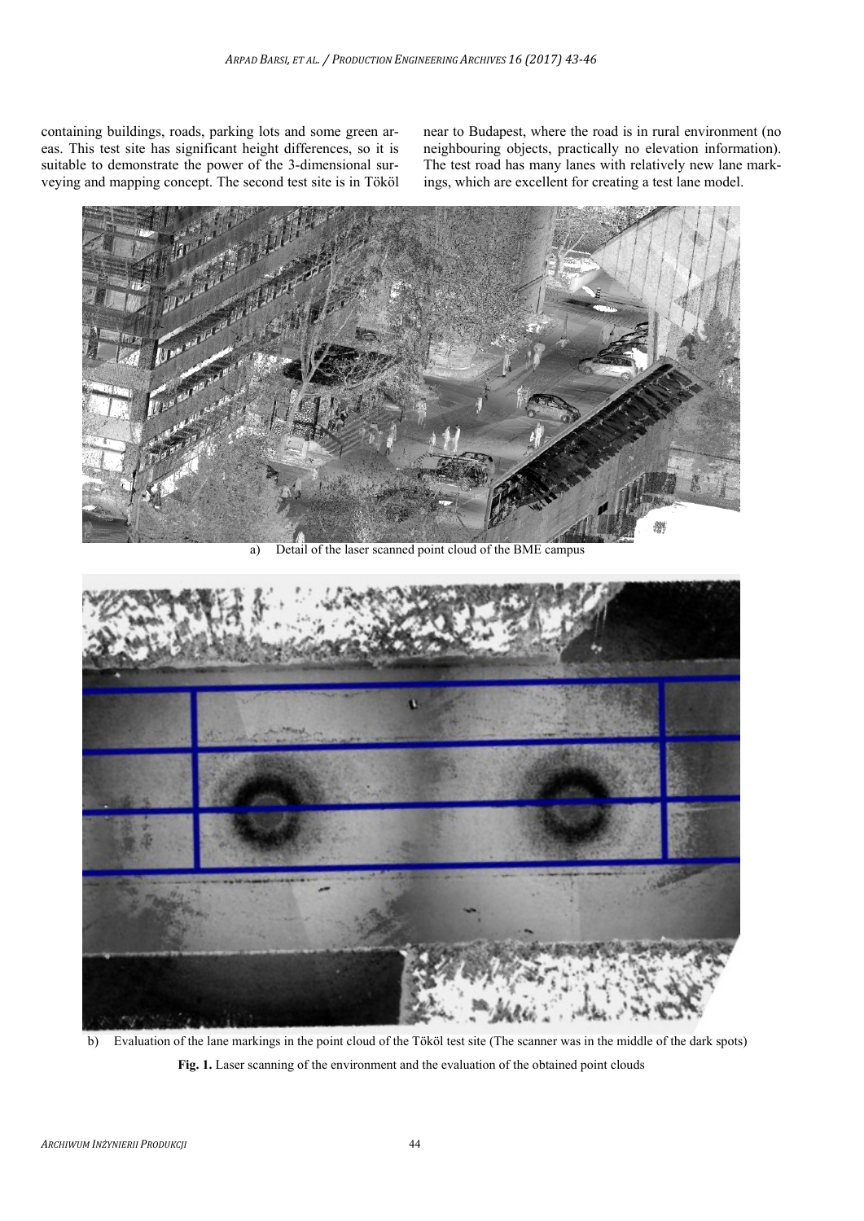containing buildings, roads, parking lots and some green areas. This test site has significant height differences, so it is suitable to demonstrate the power of the 3-dimensional surveying and mapping concept. The second test site is in Tököl near to Budapest, where the road is in rural environment (no neighbouring objects, practically no elevation information). The test road has many lanes with relatively new lane markings, which are excellent for creating a test lane model.

a) Detail of the laser scanned point cloud of the BME campus

b) Evaluation of the lane markings in the point cloud of the Tököl test site (The scanner was in the middle of the dark spots)

**Fig. 1.** Laser scanning of the environment and the evaluation of the obtained point clouds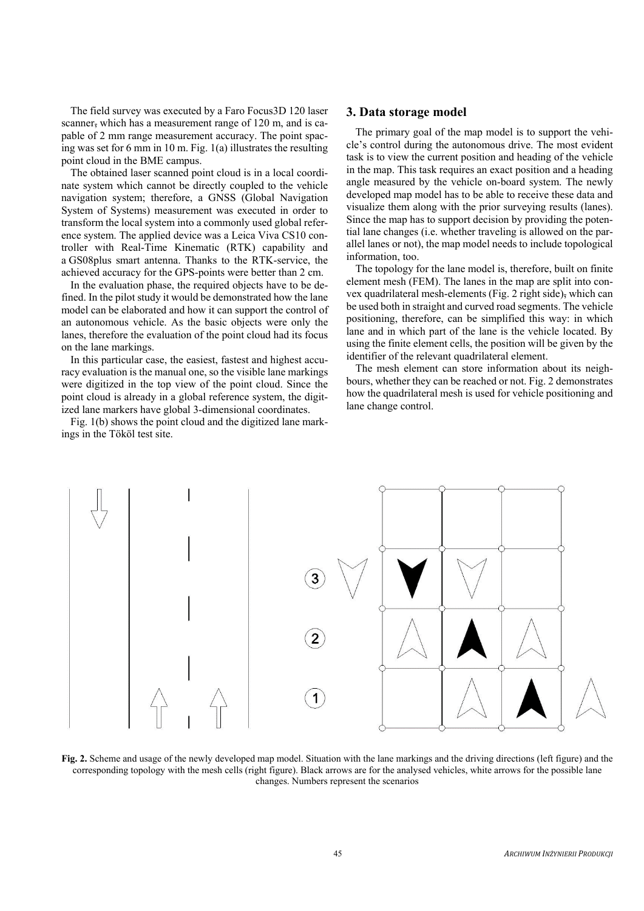The field survey was executed by a Faro Focus3D 120 laser scanner, which has a measurement range of 120 m, and is capable of 2 mm range measurement accuracy. The point spacing was set for 6 mm in 10 m. Fig. 1(a) illustrates the resulting point cloud in the BME campus.

The obtained laser scanned point cloud is in a local coordinate system which cannot be directly coupled to the vehicle navigation system; therefore, a GNSS (Global Navigation System of Systems) measurement was executed in order to transform the local system into a commonly used global reference system. The applied device was a Leica Viva CS10 controller with Real-Time Kinematic (RTK) capability and a GS08plus smart antenna. Thanks to the RTK-service, the achieved accuracy for the GPS-points were better than 2 cm.

In the evaluation phase, the required objects have to be defined. In the pilot study it would be demonstrated how the lane model can be elaborated and how it can support the control of an autonomous vehicle. As the basic objects were only the lanes, therefore the evaluation of the point cloud had its focus on the lane markings.

In this particular case, the easiest, fastest and highest accuracy evaluation is the manual one, so the visible lane markings were digitized in the top view of the point cloud. Since the point cloud is already in a global reference system, the digitized lane markers have global 3-dimensional coordinates.

Fig. 1(b) shows the point cloud and the digitized lane markings in the Tököl test site.

## 3. Data storage model

The primary goal of the map model is to support the vehicle's control during the autonomous drive. The most evident task is to view the current position and heading of the vehicle in the map. This task requires an exact position and a heading angle measured by the vehicle on-board system. The newly developed map model has to be able to receive these data and visualize them along with the prior surveying results (lanes). Since the map has to support decision by providing the potential lane changes (i.e. whether traveling is allowed on the parallel lanes or not), the map model needs to include topological information, too.

The topology for the lane model is, therefore, built on finite element mesh (FEM). The lanes in the map are split into convex quadrilateral mesh-elements (Fig. 2 right side), which can be used both in straight and curved road segments. The vehicle positioning, therefore, can be simplified this way: in which lane and in which part of the lane is the vehicle located. By using the finite element cells, the position will be given by the identifier of the relevant quadrilateral element.

The mesh element can store information about its neighbours, whether they can be reached or not. Fig. 2 demonstrates how the quadrilateral mesh is used for vehicle positioning and lane change control.

**Fig. 2.** Scheme and usage of the newly developed map model. Situation with the lane markings and the driving directions (left figure) and the corresponding topology with the mesh cells (right figure). Black arrows are for the analysed vehicles, white arrows for the possible lane changes. Numbers represent the scenarios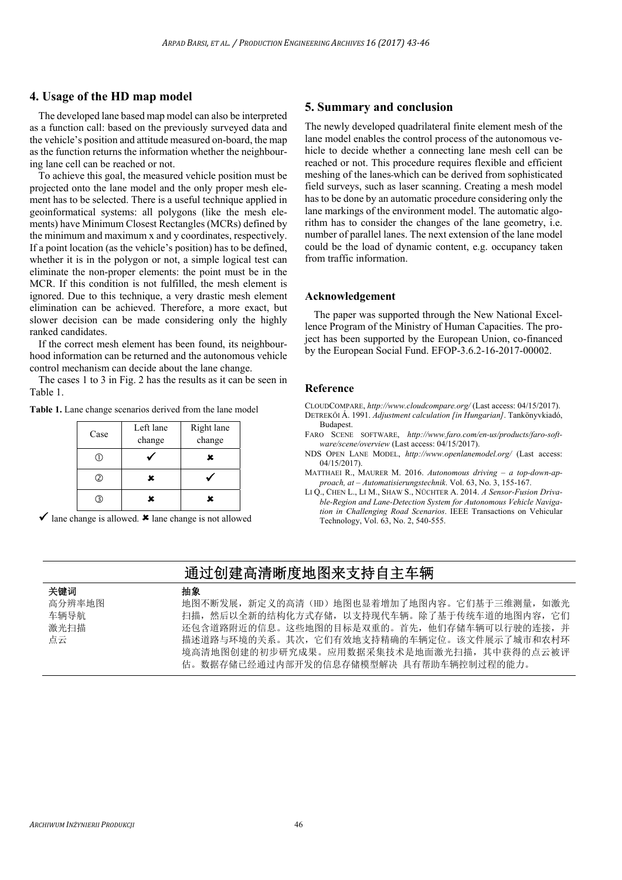## 4. Usage of the HD map model

The developed lane based map model can also be interpreted as a function call: based on the previously surveyed data and the vehicle's position and attitude measured on-board, the map as the function returns the information whether the neighbouring lane cell can be reached or not.

To achieve this goal, the measured vehicle position must be projected onto the lane model and the only proper mesh element has to be selected. There is a useful technique applied in geoinformatical systems: all polygons (like the mesh elements) have Minimum Closest Rectangles (MCRs) defined by the minimum and maximum x and y coordinates, respectively. If a point location (as the vehicle's position) has to be defined, whether it is in the polygon or not, a simple logical test can eliminate the non-proper elements: the point must be in the MCR. If this condition is not fulfilled, the mesh element is ignored. Due to this technique, a very drastic mesh element elimination can be achieved. Therefore, a more exact, but slower decision can be made considering only the highly ranked candidates.

If the correct mesh element has been found, its neighbourhood information can be returned and the autonomous vehicle control mechanism can decide about the lane change.

The cases 1 to 3 in Fig. 2 has the results as it can be seen in Table 1.

**Table 1.** Lane change scenarios derived from the lane model

| Case | Left lane change | Right lane change |
| --- | --- | --- |
| ① | ✔ | ✖ |
| ② | ✖ | ✔ |
| ③ | ✖ | ✖ |

✔ lane change is allowed. ✖ lane change is not allowed

## 5. Summary and conclusion

The newly developed quadrilateral finite element mesh of the lane model enables the control process of the autonomous vehicle to decide whether a connecting lane mesh cell can be reached or not. This procedure requires flexible and efficient meshing of the lanes-which can be derived from sophisticated field surveys, such as laser scanning. Creating a mesh model has to be done by an automatic procedure considering only the lane markings of the environment model. The automatic algorithm has to consider the changes of the lane geometry, i.e. number of parallel lanes. The next extension of the lane model could be the load of dynamic content, e.g. occupancy taken from traffic information.

## Acknowledgement

The paper was supported through the New National Excellence Program of the Ministry of Human Capacities. The project has been supported by the European Union, co-financed by the European Social Fund. EFOP-3.6.2-16-2017-00002.

## Reference

CloudCompare, *http://www.cloudcompare.org/* (Last access: 04/15/2017).

Detrekői Á. 1991. *Adjustment calculation [in Hungarian]*. Tankönyvkiadó, Budapest.

Faro Scene software, *http://www.faro.com/en-us/products/faro-software/scene/overview* (Last access: 04/15/2017).

NDS Open Lane Model, *http://www.openlanemodel.org/* (Last access: 04/15/2017).

Matthaei R., Maurer M. 2016. *Autonomous driving – a top-down-approach, at – Automatisierungstechnik*. Vol. 63, No. 3, 155-167.

Li Q., Chen L., Li M., Shaw S., Nüchter A. 2014. *A Sensor-Fusion Drivable-Region and Lane-Detection System for Autonomous Vehicle Navigation in Challenging Road Scenarios*. IEEE Transactions on Vehicular Technology, Vol. 63, No. 2, 540-555.

# 通过创建高清晰度地图来支持自主车辆

**关键词**

高分辨率地图
车辆导航
激光扫描
点云

**抽象**

地图不断发展，新定义的高清（HD）地图也显着增加了地图内容。它们基于三维测量，如激光扫描，然后以全新的结构化方式存储，以支持现代车辆。除了基于传统车道的地图内容，它们还包含道路附近的信息。这些地图的目标是双重的。首先，他们存储车辆可以行驶的连接，并描述道路与环境的关系。其次，它们有效地支持精确的车辆定位。该文件展示了城市和农村环境高清地图创建的初步研究成果。应用数据采集技术是地面激光扫描，其中获得的点云被评估。数据存储已经通过内部开发的信息存储模型解决 具有帮助车辆控制过程的能力。